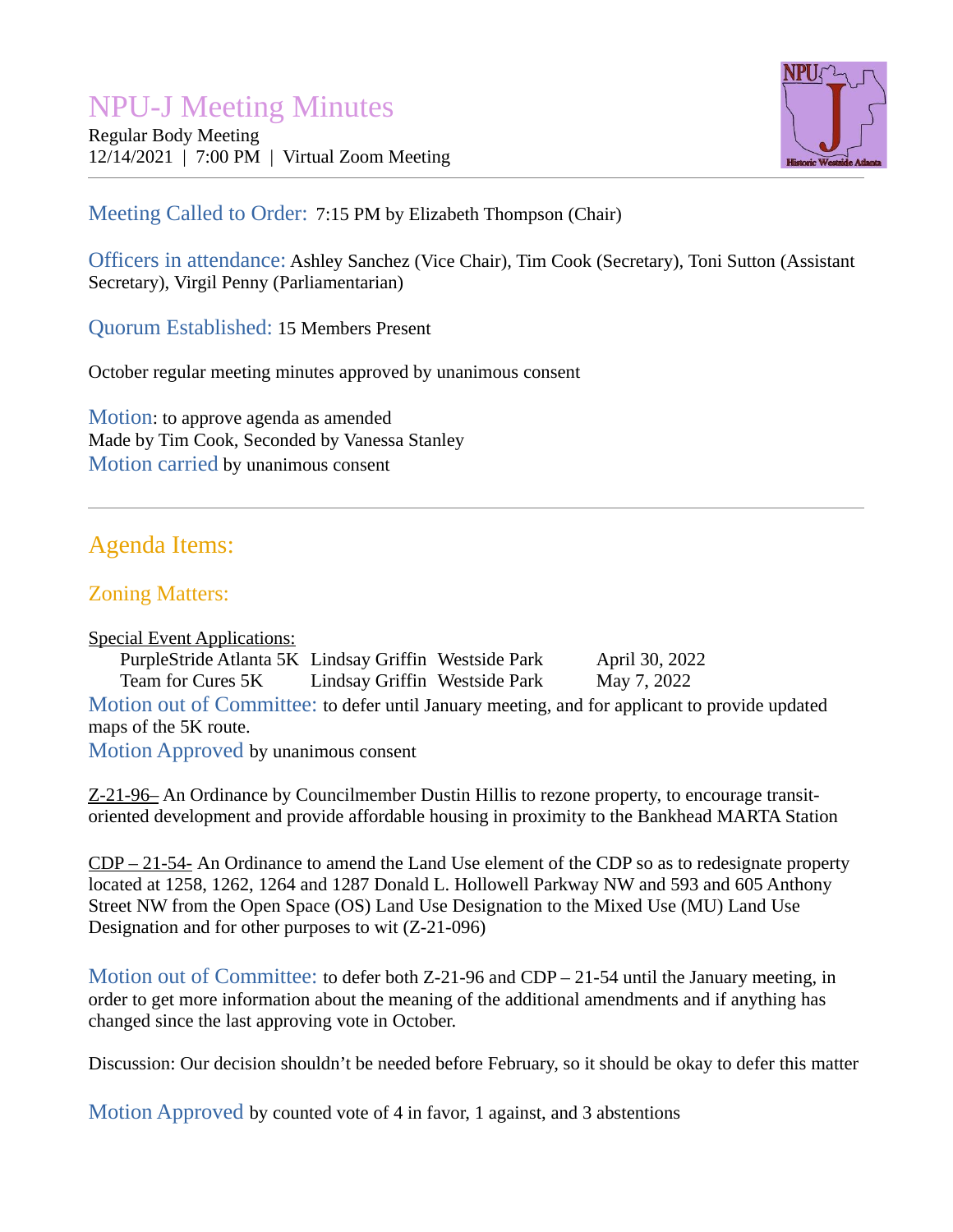# NPU-J Meeting Minutes

Regular Body Meeting
12/14/2021 | 7:00 PM | Virtual Zoom Meeting

**Meeting Called to Order:** 7:15 PM by Elizabeth Thompson (Chair)

**Officers in attendance:** Ashley Sanchez (Vice Chair), Tim Cook (Secretary), Toni Sutton (Assistant Secretary), Virgil Penny (Parliamentarian)

**Quorum Established:** 15 Members Present

October regular meeting minutes approved by unanimous consent

**Motion**: to approve agenda as amended
Made by Tim Cook, Seconded by Vanessa Stanley
**Motion carried** by unanimous consent

---

## Agenda Items:

### Zoning Matters:

<u>Special Event Applications:</u>

| | | | |
|---|---|---|---|
| PurpleStride Atlanta 5K | Lindsay Griffin | Westside Park | April 30, 2022 |
| Team for Cures 5K | Lindsay Griffin | Westside Park | May 7, 2022 |

**Motion out of Committee:** to defer until January meeting, and for applicant to provide updated maps of the 5K route.
**Motion Approved** by unanimous consent

<u>Z-21-96–</u> An Ordinance by Councilmember Dustin Hillis to rezone property, to encourage transit-oriented development and provide affordable housing in proximity to the Bankhead MARTA Station

<u>CDP – 21-54-</u> An Ordinance to amend the Land Use element of the CDP so as to redesignate property located at 1258, 1262, 1264 and 1287 Donald L. Hollowell Parkway NW and 593 and 605 Anthony Street NW from the Open Space (OS) Land Use Designation to the Mixed Use (MU) Land Use Designation and for other purposes to wit (Z-21-096)

**Motion out of Committee:** to defer both Z-21-96 and CDP – 21-54 until the January meeting, in order to get more information about the meaning of the additional amendments and if anything has changed since the last approving vote in October.

Discussion: Our decision shouldn't be needed before February, so it should be okay to defer this matter

**Motion Approved** by counted vote of 4 in favor, 1 against, and 3 abstentions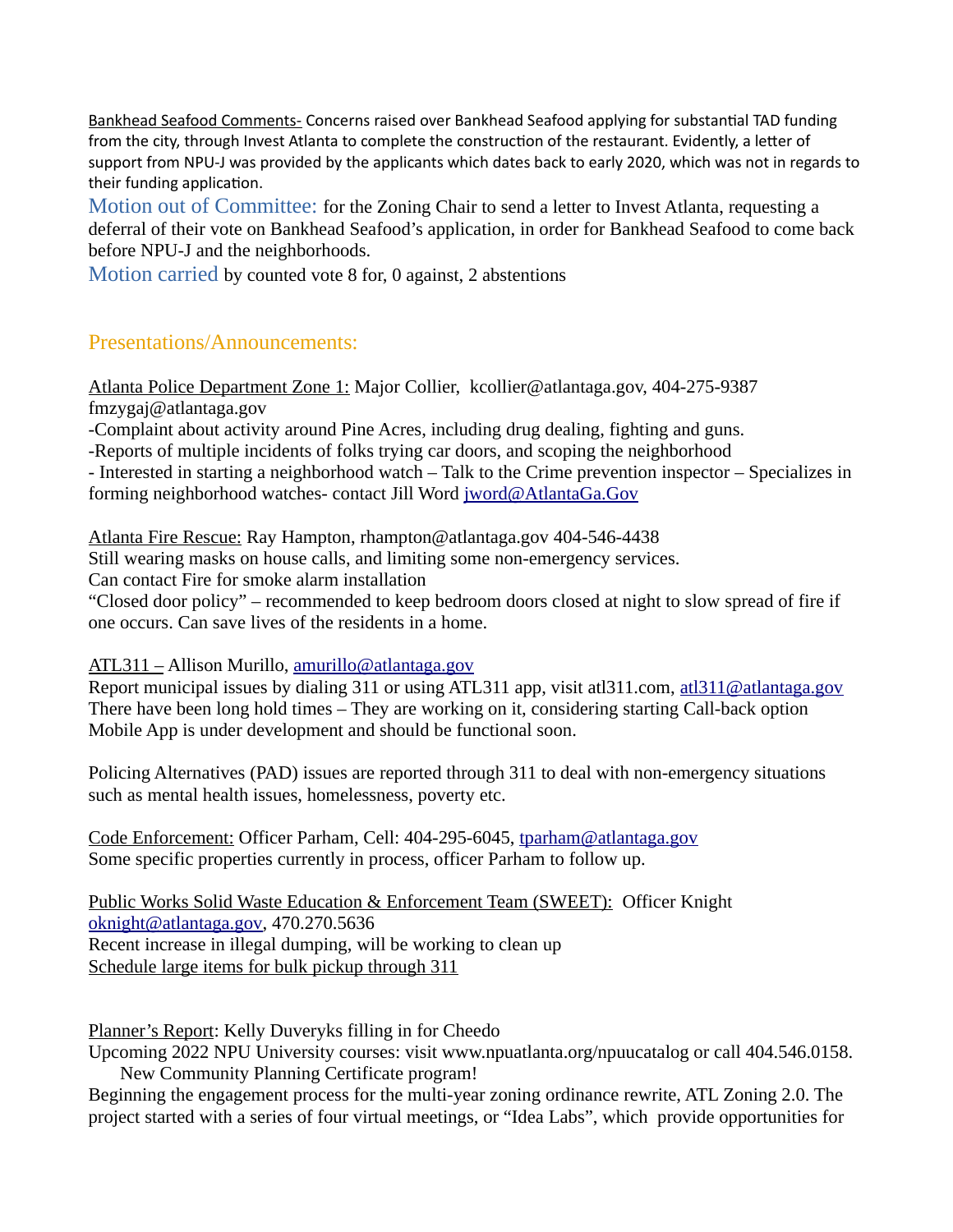Bankhead Seafood Comments- Concerns raised over Bankhead Seafood applying for substantial TAD funding from the city, through Invest Atlanta to complete the construction of the restaurant. Evidently, a letter of support from NPU-J was provided by the applicants which dates back to early 2020, which was not in regards to their funding application.

Motion out of Committee: for the Zoning Chair to send a letter to Invest Atlanta, requesting a deferral of their vote on Bankhead Seafood's application, in order for Bankhead Seafood to come back before NPU-J and the neighborhoods.

Motion carried by counted vote 8 for, 0 against, 2 abstentions

## Presentations/Announcements:

Atlanta Police Department Zone 1: Major Collier, kcollier@atlantaga.gov, 404-275-9387
fmzygaj@atlantaga.gov

- -Complaint about activity around Pine Acres, including drug dealing, fighting and guns.
- -Reports of multiple incidents of folks trying car doors, and scoping the neighborhood
- - Interested in starting a neighborhood watch – Talk to the Crime prevention inspector – Specializes in forming neighborhood watches- contact Jill Word jword@AtlantaGa.Gov

Atlanta Fire Rescue: Ray Hampton, rhampton@atlantaga.gov 404-546-4438
Still wearing masks on house calls, and limiting some non-emergency services.
Can contact Fire for smoke alarm installation
"Closed door policy" – recommended to keep bedroom doors closed at night to slow spread of fire if one occurs. Can save lives of the residents in a home.

ATL311 – Allison Murillo, amurillo@atlantaga.gov
Report municipal issues by dialing 311 or using ATL311 app, visit atl311.com, atl311@atlantaga.gov
There have been long hold times – They are working on it, considering starting Call-back option
Mobile App is under development and should be functional soon.

Policing Alternatives (PAD) issues are reported through 311 to deal with non-emergency situations such as mental health issues, homelessness, poverty etc.

Code Enforcement: Officer Parham, Cell: 404-295-6045, tparham@atlantaga.gov
Some specific properties currently in process, officer Parham to follow up.

Public Works Solid Waste Education & Enforcement Team (SWEET): Officer Knight
oknight@atlantaga.gov, 470.270.5636
Recent increase in illegal dumping, will be working to clean up
Schedule large items for bulk pickup through 311

Planner's Report: Kelly Duveryks filling in for Cheedo
Upcoming 2022 NPU University courses: visit www.npuatlanta.org/npuucatalog or call 404.546.0158.
New Community Planning Certificate program!
Beginning the engagement process for the multi-year zoning ordinance rewrite, ATL Zoning 2.0. The project started with a series of four virtual meetings, or "Idea Labs", which provide opportunities for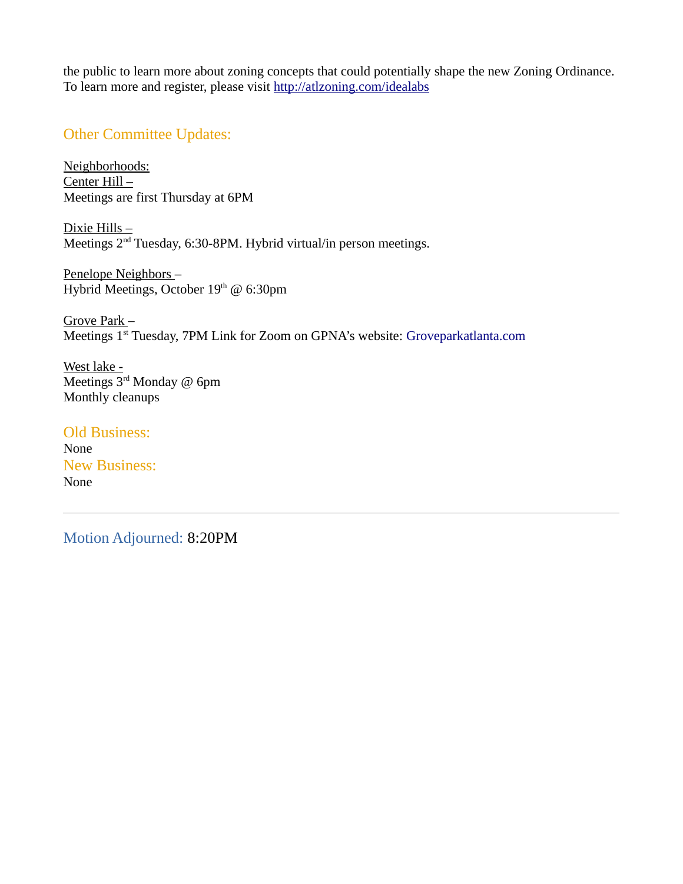the public to learn more about zoning concepts that could potentially shape the new Zoning Ordinance. To learn more and register, please visit [http://atlzoning.com/idealabs](http://atlzoning.com/idealabs)

## Other Committee Updates:

Neighborhoods:

Center Hill –
Meetings are first Thursday at 6PM

Dixie Hills –
Meetings 2nd Tuesday, 6:30-8PM. Hybrid virtual/in person meetings.

Penelope Neighbors –
Hybrid Meetings, October 19th @ 6:30pm

Grove Park –
Meetings 1st Tuesday, 7PM Link for Zoom on GPNA's website: Groveparkatlanta.com

West lake -
Meetings 3rd Monday @ 6pm
Monthly cleanups

## Old Business:

None

## New Business:

None

---

**Motion Adjourned:** 8:20PM